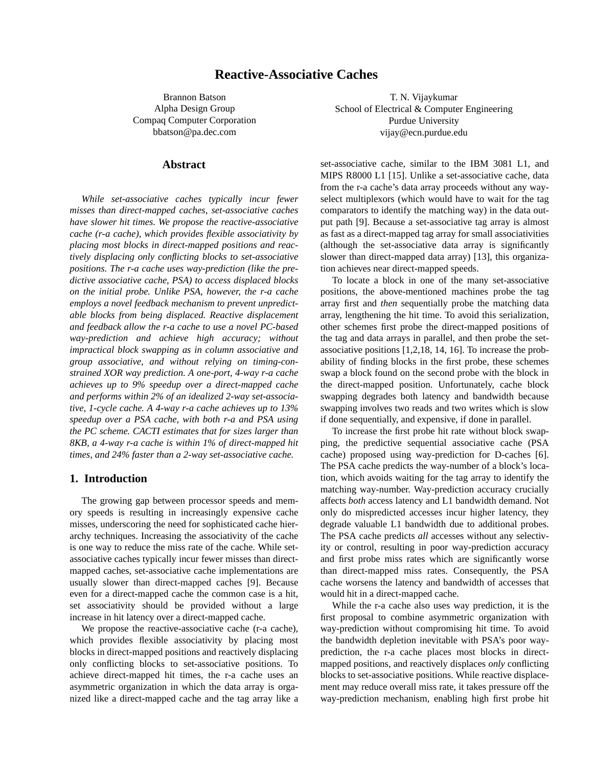# Reactive-Associative Caches

Brannon Batson
Alpha Design Group
Compaq Computer Corporation
bbatson@pa.dec.com

T. N. Vijaykumar
School of Electrical & Computer Engineering
Purdue University
vijay@ecn.purdue.edu

## Abstract

*While set-associative caches typically incur fewer misses than direct-mapped caches, set-associative caches have slower hit times. We propose the reactive-associative cache (r-a cache), which provides flexible associativity by placing most blocks in direct-mapped positions and reactively displacing only conflicting blocks to set-associative positions. The r-a cache uses way-prediction (like the predictive associative cache, PSA) to access displaced blocks on the initial probe. Unlike PSA, however, the r-a cache employs a novel feedback mechanism to prevent unpredictable blocks from being displaced. Reactive displacement and feedback allow the r-a cache to use a novel PC-based way-prediction and achieve high accuracy; without impractical block swapping as in column associative and group associative, and without relying on timing-constrained XOR way prediction. A one-port, 4-way r-a cache achieves up to 9% speedup over a direct-mapped cache and performs within 2% of an idealized 2-way set-associative, 1-cycle cache. A 4-way r-a cache achieves up to 13% speedup over a PSA cache, with both r-a and PSA using the PC scheme. CACTI estimates that for sizes larger than 8KB, a 4-way r-a cache is within 1% of direct-mapped hit times, and 24% faster than a 2-way set-associative cache.*

## 1. Introduction

The growing gap between processor speeds and memory speeds is resulting in increasingly expensive cache misses, underscoring the need for sophisticated cache hierarchy techniques. Increasing the associativity of the cache is one way to reduce the miss rate of the cache. While set-associative caches typically incur fewer misses than direct-mapped caches, set-associative cache implementations are usually slower than direct-mapped caches [9]. Because even for a direct-mapped cache the common case is a hit, set associativity should be provided without a large increase in hit latency over a direct-mapped cache.

We propose the reactive-associative cache (r-a cache), which provides flexible associativity by placing most blocks in direct-mapped positions and reactively displacing only conflicting blocks to set-associative positions. To achieve direct-mapped hit times, the r-a cache uses an asymmetric organization in which the data array is organized like a direct-mapped cache and the tag array like a set-associative cache, similar to the IBM 3081 L1, and MIPS R8000 L1 [15]. Unlike a set-associative cache, data from the r-a cache's data array proceeds without any way-select multiplexors (which would have to wait for the tag comparators to identify the matching way) in the data output path [9]. Because a set-associative tag array is almost as fast as a direct-mapped tag array for small associativities (although the set-associative data array is significantly slower than direct-mapped data array) [13], this organization achieves near direct-mapped speeds.

To locate a block in one of the many set-associative positions, the above-mentioned machines probe the tag array first and *then* sequentially probe the matching data array, lengthening the hit time. To avoid this serialization, other schemes first probe the direct-mapped positions of the tag and data arrays in parallel, and then probe the set-associative positions [1,2,18, 14, 16]. To increase the probability of finding blocks in the first probe, these schemes swap a block found on the second probe with the block in the direct-mapped position. Unfortunately, cache block swapping degrades both latency and bandwidth because swapping involves two reads and two writes which is slow if done sequentially, and expensive, if done in parallel.

To increase the first probe hit rate without block swapping, the predictive sequential associative cache (PSA cache) proposed using way-prediction for D-caches [6]. The PSA cache predicts the way-number of a block's location, which avoids waiting for the tag array to identify the matching way-number. Way-prediction accuracy crucially affects *both* access latency and L1 bandwidth demand. Not only do mispredicted accesses incur higher latency, they degrade valuable L1 bandwidth due to additional probes. The PSA cache predicts *all* accesses without any selectivity or control, resulting in poor way-prediction accuracy and first probe miss rates which are significantly worse than direct-mapped miss rates. Consequently, the PSA cache worsens the latency and bandwidth of accesses that would hit in a direct-mapped cache.

While the r-a cache also uses way prediction, it is the first proposal to combine asymmetric organization with way-prediction without compromising hit time. To avoid the bandwidth depletion inevitable with PSA's poor way-prediction, the r-a cache places most blocks in direct-mapped positions, and reactively displaces *only* conflicting blocks to set-associative positions. While reactive displacement may reduce overall miss rate, it takes pressure off the way-prediction mechanism, enabling high first probe hit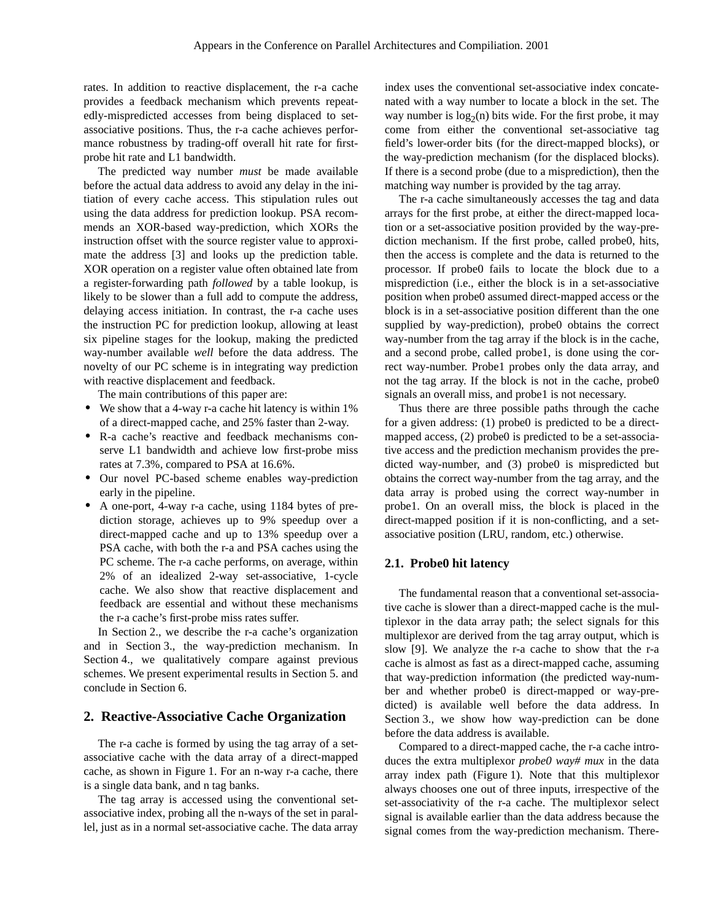rates. In addition to reactive displacement, the r-a cache provides a feedback mechanism which prevents repeatedly-mispredicted accesses from being displaced to set-associative positions. Thus, the r-a cache achieves performance robustness by trading-off overall hit rate for first-probe hit rate and L1 bandwidth.

The predicted way number *must* be made available before the actual data address to avoid any delay in the initiation of every cache access. This stipulation rules out using the data address for prediction lookup. PSA recommends an XOR-based way-prediction, which XORs the instruction offset with the source register value to approximate the address [3] and looks up the prediction table. XOR operation on a register value often obtained late from a register-forwarding path *followed* by a table lookup, is likely to be slower than a full add to compute the address, delaying access initiation. In contrast, the r-a cache uses the instruction PC for prediction lookup, allowing at least six pipeline stages for the lookup, making the predicted way-number available *well* before the data address. The novelty of our PC scheme is in integrating way prediction with reactive displacement and feedback.

The main contributions of this paper are:

- We show that a 4-way r-a cache hit latency is within 1% of a direct-mapped cache, and 25% faster than 2-way.
- R-a cache's reactive and feedback mechanisms conserve L1 bandwidth and achieve low first-probe miss rates at 7.3%, compared to PSA at 16.6%.
- Our novel PC-based scheme enables way-prediction early in the pipeline.
- A one-port, 4-way r-a cache, using 1184 bytes of prediction storage, achieves up to 9% speedup over a direct-mapped cache and up to 13% speedup over a PSA cache, with both the r-a and PSA caches using the PC scheme. The r-a cache performs, on average, within 2% of an idealized 2-way set-associative, 1-cycle cache. We also show that reactive displacement and feedback are essential and without these mechanisms the r-a cache's first-probe miss rates suffer.

In Section 2., we describe the r-a cache's organization and in Section 3., the way-prediction mechanism. In Section 4., we qualitatively compare against previous schemes. We present experimental results in Section 5. and conclude in Section 6.

## 2. Reactive-Associative Cache Organization

The r-a cache is formed by using the tag array of a set-associative cache with the data array of a direct-mapped cache, as shown in Figure 1. For an n-way r-a cache, there is a single data bank, and n tag banks.

The tag array is accessed using the conventional set-associative index, probing all the n-ways of the set in parallel, just as in a normal set-associative cache. The data array index uses the conventional set-associative index concatenated with a way number to locate a block in the set. The way number is $\log_2(n)$ bits wide. For the first probe, it may come from either the conventional set-associative tag field's lower-order bits (for the direct-mapped blocks), or the way-prediction mechanism (for the displaced blocks). If there is a second probe (due to a misprediction), then the matching way number is provided by the tag array.

The r-a cache simultaneously accesses the tag and data arrays for the first probe, at either the direct-mapped location or a set-associative position provided by the way-prediction mechanism. If the first probe, called probe0, hits, then the access is complete and the data is returned to the processor. If probe0 fails to locate the block due to a misprediction (i.e., either the block is in a set-associative position when probe0 assumed direct-mapped access or the block is in a set-associative position different than the one supplied by way-prediction), probe0 obtains the correct way-number from the tag array if the block is in the cache, and a second probe, called probe1, is done using the correct way-number. Probe1 probes only the data array, and not the tag array. If the block is not in the cache, probe0 signals an overall miss, and probe1 is not necessary.

Thus there are three possible paths through the cache for a given address: (1) probe0 is predicted to be a direct-mapped access, (2) probe0 is predicted to be a set-associative access and the prediction mechanism provides the predicted way-number, and (3) probe0 is mispredicted but obtains the correct way-number from the tag array, and the data array is probed using the correct way-number in probe1. On an overall miss, the block is placed in the direct-mapped position if it is non-conflicting, and a set-associative position (LRU, random, etc.) otherwise.

### 2.1. Probe0 hit latency

The fundamental reason that a conventional set-associative cache is slower than a direct-mapped cache is the multiplexor in the data array path; the select signals for this multiplexor are derived from the tag array output, which is slow [9]. We analyze the r-a cache to show that the r-a cache is almost as fast as a direct-mapped cache, assuming that way-prediction information (the predicted way-number and whether probe0 is direct-mapped or way-predicted) is available well before the data address. In Section 3., we show how way-prediction can be done before the data address is available.

Compared to a direct-mapped cache, the r-a cache introduces the extra multiplexor *probe0 way# mux* in the data array index path (Figure 1). Note that this multiplexor always chooses one out of three inputs, irrespective of the set-associativity of the r-a cache. The multiplexor select signal is available earlier than the data address because the signal comes from the way-prediction mechanism. There-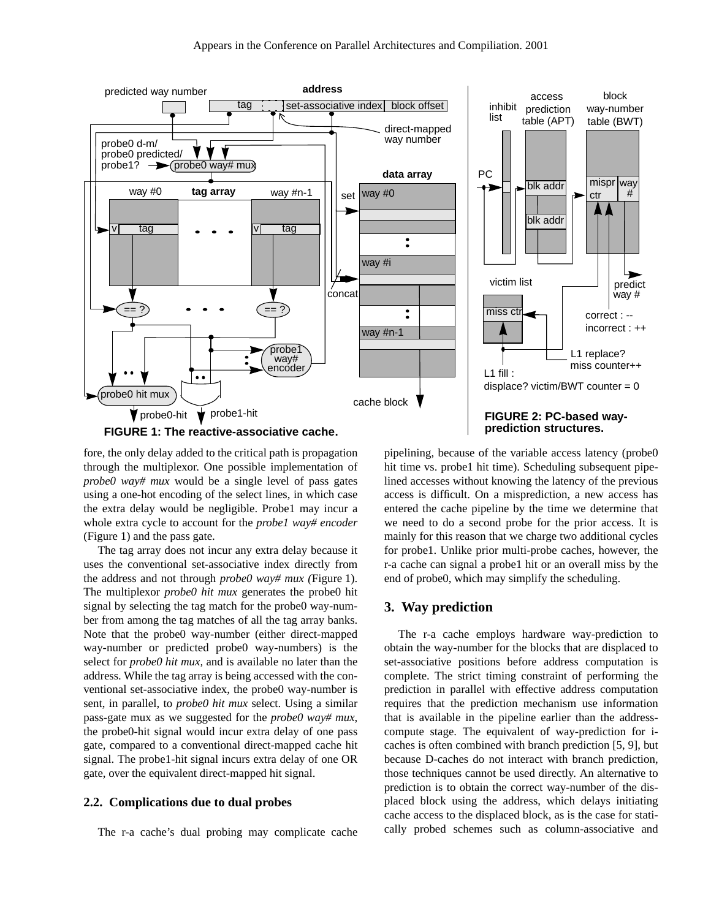**FIGURE 1: The reactive-associative cache.**

**FIGURE 2: PC-based way-prediction structures.**

fore, the only delay added to the critical path is propagation through the multiplexor. One possible implementation of *probe0 way# mux* would be a single level of pass gates using a one-hot encoding of the select lines, in which case the extra delay would be negligible. Probe1 may incur a whole extra cycle to account for the *probe1 way# encoder* (Figure 1) and the pass gate.

The tag array does not incur any extra delay because it uses the conventional set-associative index directly from the address and not through *probe0 way# mux (*Figure 1). The multiplexor *probe0 hit mux* generates the probe0 hit signal by selecting the tag match for the probe0 way-number from among the tag matches of all the tag array banks. Note that the probe0 way-number (either direct-mapped way-number or predicted probe0 way-numbers) is the select for *probe0 hit mux,* and is available no later than the address. While the tag array is being accessed with the conventional set-associative index, the probe0 way-number is sent, in parallel, to *probe0 hit mux* select. Using a similar pass-gate mux as we suggested for the *probe0 way# mux,* the probe0-hit signal would incur extra delay of one pass gate, compared to a conventional direct-mapped cache hit signal. The probe1-hit signal incurs extra delay of one OR gate, over the equivalent direct-mapped hit signal.

### 2.2. Complications due to dual probes

The r-a cache's dual probing may complicate cache pipelining, because of the variable access latency (probe0 hit time vs. probe1 hit time). Scheduling subsequent pipelined accesses without knowing the latency of the previous access is difficult. On a misprediction, a new access has entered the cache pipeline by the time we determine that we need to do a second probe for the prior access. It is mainly for this reason that we charge two additional cycles for probe1. Unlike prior multi-probe caches, however, the r-a cache can signal a probe1 hit or an overall miss by the end of probe0, which may simplify the scheduling.

## 3. Way prediction

The r-a cache employs hardware way-prediction to obtain the way-number for the blocks that are displaced to set-associative positions before address computation is complete. The strict timing constraint of performing the prediction in parallel with effective address computation requires that the prediction mechanism use information that is available in the pipeline earlier than the address-compute stage. The equivalent of way-prediction for i-caches is often combined with branch prediction [5, 9], but because D-caches do not interact with branch prediction, those techniques cannot be used directly. An alternative to prediction is to obtain the correct way-number of the displaced block using the address, which delays initiating cache access to the displaced block, as is the case for statically probed schemes such as column-associative and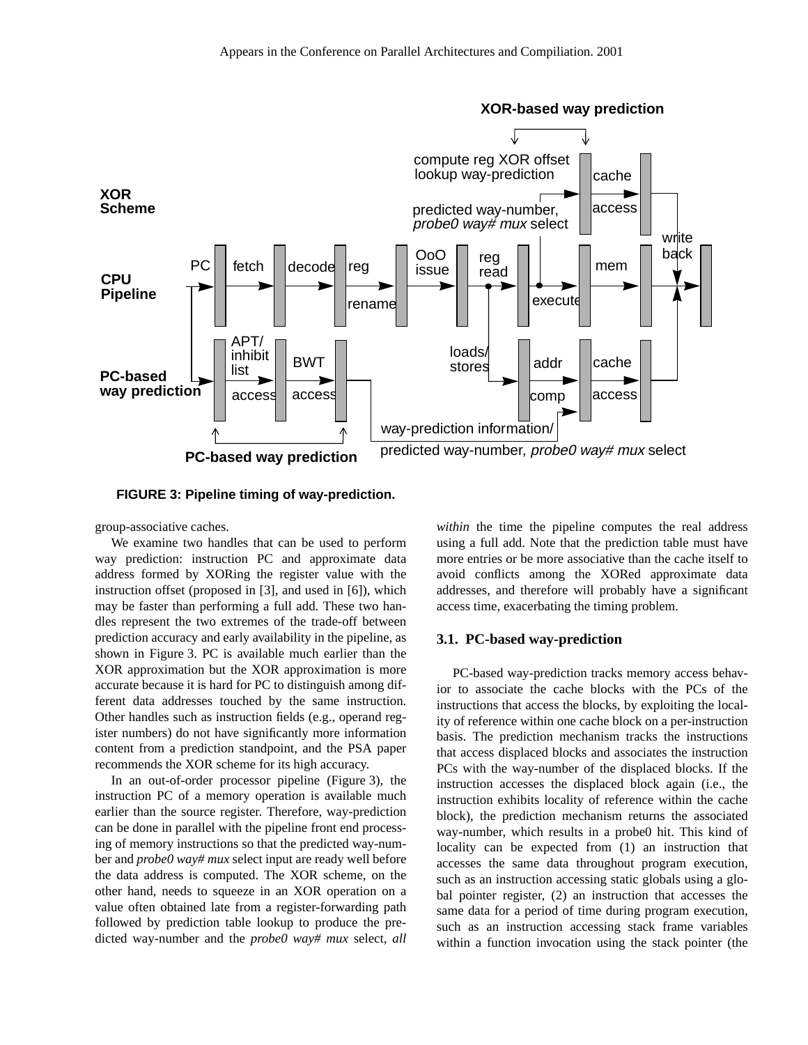FIGURE 3: Pipeline timing of way-prediction.

group-associative caches.

We examine two handles that can be used to perform way prediction: instruction PC and approximate data address formed by XORing the register value with the instruction offset (proposed in [3], and used in [6]), which may be faster than performing a full add. These two handles represent the two extremes of the trade-off between prediction accuracy and early availability in the pipeline, as shown in Figure 3. PC is available much earlier than the XOR approximation but the XOR approximation is more accurate because it is hard for PC to distinguish among different data addresses touched by the same instruction. Other handles such as instruction fields (e.g., operand register numbers) do not have significantly more information content from a prediction standpoint, and the PSA paper recommends the XOR scheme for its high accuracy.

In an out-of-order processor pipeline (Figure 3), the instruction PC of a memory operation is available much earlier than the source register. Therefore, way-prediction can be done in parallel with the pipeline front end processing of memory instructions so that the predicted way-number and *probe0 way# mux* select input are ready well before the data address is computed. The XOR scheme, on the other hand, needs to squeeze in an XOR operation on a value often obtained late from a register-forwarding path followed by prediction table lookup to produce the predicted way-number and the *probe0 way# mux* select, *all within* the time the pipeline computes the real address using a full add. Note that the prediction table must have more entries or be more associative than the cache itself to avoid conflicts among the XORed approximate data addresses, and therefore will probably have a significant access time, exacerbating the timing problem.

### 3.1. PC-based way-prediction

PC-based way-prediction tracks memory access behavior to associate the cache blocks with the PCs of the instructions that access the blocks, by exploiting the locality of reference within one cache block on a per-instruction basis. The prediction mechanism tracks the instructions that access displaced blocks and associates the instruction PCs with the way-number of the displaced blocks. If the instruction accesses the displaced block again (i.e., the instruction exhibits locality of reference within the cache block), the prediction mechanism returns the associated way-number, which results in a probe0 hit. This kind of locality can be expected from (1) an instruction that accesses the same data throughout program execution, such as an instruction accessing static globals using a global pointer register, (2) an instruction that accesses the same data for a period of time during program execution, such as an instruction accessing stack frame variables within a function invocation using the stack pointer (the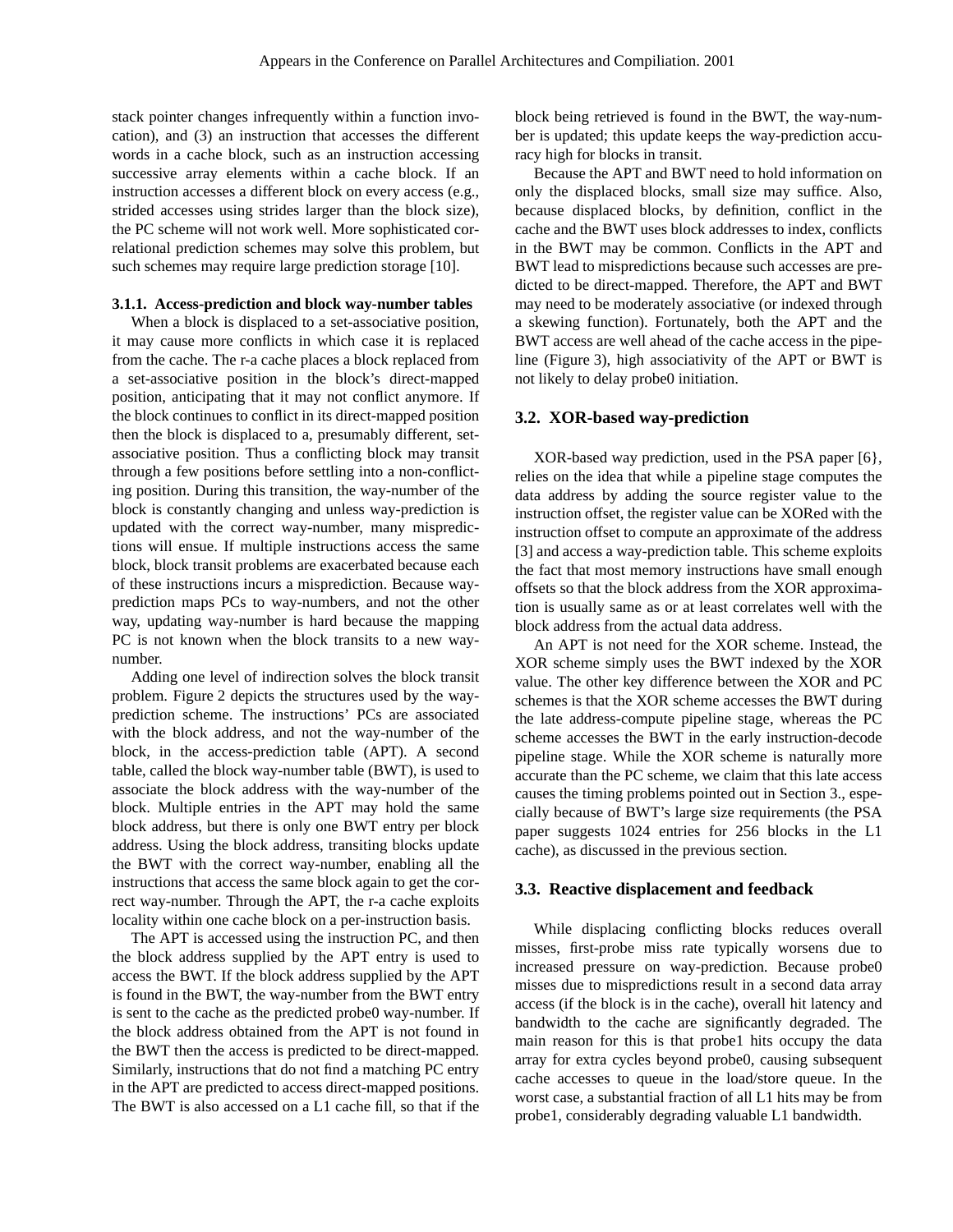stack pointer changes infrequently within a function invocation), and (3) an instruction that accesses the different words in a cache block, such as an instruction accessing successive array elements within a cache block. If an instruction accesses a different block on every access (e.g., strided accesses using strides larger than the block size), the PC scheme will not work well. More sophisticated correlational prediction schemes may solve this problem, but such schemes may require large prediction storage [10].

#### 3.1.1. Access-prediction and block way-number tables

When a block is displaced to a set-associative position, it may cause more conflicts in which case it is replaced from the cache. The r-a cache places a block replaced from a set-associative position in the block's direct-mapped position, anticipating that it may not conflict anymore. If the block continues to conflict in its direct-mapped position then the block is displaced to a, presumably different, set-associative position. Thus a conflicting block may transit through a few positions before settling into a non-conflicting position. During this transition, the way-number of the block is constantly changing and unless way-prediction is updated with the correct way-number, many mispredictions will ensue. If multiple instructions access the same block, block transit problems are exacerbated because each of these instructions incurs a misprediction. Because way-prediction maps PCs to way-numbers, and not the other way, updating way-number is hard because the mapping PC is not known when the block transits to a new way-number.

Adding one level of indirection solves the block transit problem. Figure 2 depicts the structures used by the way-prediction scheme. The instructions' PCs are associated with the block address, and not the way-number of the block, in the access-prediction table (APT). A second table, called the block way-number table (BWT), is used to associate the block address with the way-number of the block. Multiple entries in the APT may hold the same block address, but there is only one BWT entry per block address. Using the block address, transiting blocks update the BWT with the correct way-number, enabling all the instructions that access the same block again to get the correct way-number. Through the APT, the r-a cache exploits locality within one cache block on a per-instruction basis.

The APT is accessed using the instruction PC, and then the block address supplied by the APT entry is used to access the BWT. If the block address supplied by the APT is found in the BWT, the way-number from the BWT entry is sent to the cache as the predicted probe0 way-number. If the block address obtained from the APT is not found in the BWT then the access is predicted to be direct-mapped. Similarly, instructions that do not find a matching PC entry in the APT are predicted to access direct-mapped positions. The BWT is also accessed on a L1 cache fill, so that if the block being retrieved is found in the BWT, the way-number is updated; this update keeps the way-prediction accuracy high for blocks in transit.

Because the APT and BWT need to hold information on only the displaced blocks, small size may suffice. Also, because displaced blocks, by definition, conflict in the cache and the BWT uses block addresses to index, conflicts in the BWT may be common. Conflicts in the APT and BWT lead to mispredictions because such accesses are predicted to be direct-mapped. Therefore, the APT and BWT may need to be moderately associative (or indexed through a skewing function). Fortunately, both the APT and the BWT access are well ahead of the cache access in the pipeline (Figure 3), high associativity of the APT or BWT is not likely to delay probe0 initiation.

### 3.2. XOR-based way-prediction

XOR-based way prediction, used in the PSA paper [6}, relies on the idea that while a pipeline stage computes the data address by adding the source register value to the instruction offset, the register value can be XORed with the instruction offset to compute an approximate of the address [3] and access a way-prediction table. This scheme exploits the fact that most memory instructions have small enough offsets so that the block address from the XOR approximation is usually same as or at least correlates well with the block address from the actual data address.

An APT is not need for the XOR scheme. Instead, the XOR scheme simply uses the BWT indexed by the XOR value. The other key difference between the XOR and PC schemes is that the XOR scheme accesses the BWT during the late address-compute pipeline stage, whereas the PC scheme accesses the BWT in the early instruction-decode pipeline stage. While the XOR scheme is naturally more accurate than the PC scheme, we claim that this late access causes the timing problems pointed out in Section 3., especially because of BWT's large size requirements (the PSA paper suggests 1024 entries for 256 blocks in the L1 cache), as discussed in the previous section.

### 3.3. Reactive displacement and feedback

While displacing conflicting blocks reduces overall misses, first-probe miss rate typically worsens due to increased pressure on way-prediction. Because probe0 misses due to mispredictions result in a second data array access (if the block is in the cache), overall hit latency and bandwidth to the cache are significantly degraded. The main reason for this is that probe1 hits occupy the data array for extra cycles beyond probe0, causing subsequent cache accesses to queue in the load/store queue. In the worst case, a substantial fraction of all L1 hits may be from probe1, considerably degrading valuable L1 bandwidth.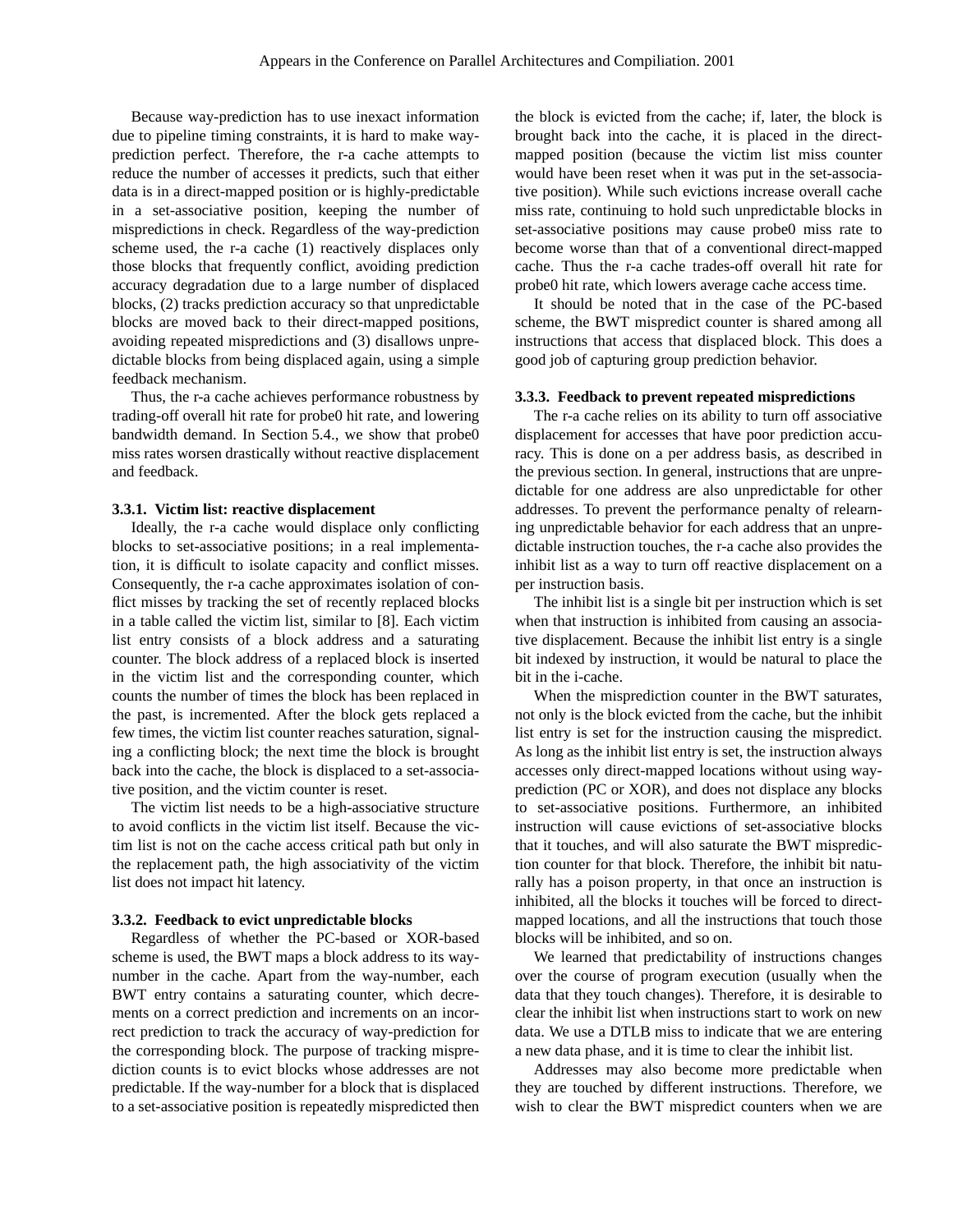Because way-prediction has to use inexact information due to pipeline timing constraints, it is hard to make way-prediction perfect. Therefore, the r-a cache attempts to reduce the number of accesses it predicts, such that either data is in a direct-mapped position or is highly-predictable in a set-associative position, keeping the number of mispredictions in check. Regardless of the way-prediction scheme used, the r-a cache (1) reactively displaces only those blocks that frequently conflict, avoiding prediction accuracy degradation due to a large number of displaced blocks, (2) tracks prediction accuracy so that unpredictable blocks are moved back to their direct-mapped positions, avoiding repeated mispredictions and (3) disallows unpredictable blocks from being displaced again, using a simple feedback mechanism.

Thus, the r-a cache achieves performance robustness by trading-off overall hit rate for probe0 hit rate, and lowering bandwidth demand. In Section 5.4., we show that probe0 miss rates worsen drastically without reactive displacement and feedback.

#### 3.3.1. Victim list: reactive displacement

Ideally, the r-a cache would displace only conflicting blocks to set-associative positions; in a real implementation, it is difficult to isolate capacity and conflict misses. Consequently, the r-a cache approximates isolation of conflict misses by tracking the set of recently replaced blocks in a table called the victim list, similar to [8]. Each victim list entry consists of a block address and a saturating counter. The block address of a replaced block is inserted in the victim list and the corresponding counter, which counts the number of times the block has been replaced in the past, is incremented. After the block gets replaced a few times, the victim list counter reaches saturation, signaling a conflicting block; the next time the block is brought back into the cache, the block is displaced to a set-associative position, and the victim counter is reset.

The victim list needs to be a high-associative structure to avoid conflicts in the victim list itself. Because the victim list is not on the cache access critical path but only in the replacement path, the high associativity of the victim list does not impact hit latency.

#### 3.3.2. Feedback to evict unpredictable blocks

Regardless of whether the PC-based or XOR-based scheme is used, the BWT maps a block address to its way-number in the cache. Apart from the way-number, each BWT entry contains a saturating counter, which decrements on a correct prediction and increments on an incorrect prediction to track the accuracy of way-prediction for the corresponding block. The purpose of tracking misprediction counts is to evict blocks whose addresses are not predictable. If the way-number for a block that is displaced to a set-associative position is repeatedly mispredicted then the block is evicted from the cache; if, later, the block is brought back into the cache, it is placed in the direct-mapped position (because the victim list miss counter would have been reset when it was put in the set-associative position). While such evictions increase overall cache miss rate, continuing to hold such unpredictable blocks in set-associative positions may cause probe0 miss rate to become worse than that of a conventional direct-mapped cache. Thus the r-a cache trades-off overall hit rate for probe0 hit rate, which lowers average cache access time.

It should be noted that in the case of the PC-based scheme, the BWT mispredict counter is shared among all instructions that access that displaced block. This does a good job of capturing group prediction behavior.

#### 3.3.3. Feedback to prevent repeated mispredictions

The r-a cache relies on its ability to turn off associative displacement for accesses that have poor prediction accuracy. This is done on a per address basis, as described in the previous section. In general, instructions that are unpredictable for one address are also unpredictable for other addresses. To prevent the performance penalty of relearning unpredictable behavior for each address that an unpredictable instruction touches, the r-a cache also provides the inhibit list as a way to turn off reactive displacement on a per instruction basis.

The inhibit list is a single bit per instruction which is set when that instruction is inhibited from causing an associative displacement. Because the inhibit list entry is a single bit indexed by instruction, it would be natural to place the bit in the i-cache.

When the misprediction counter in the BWT saturates, not only is the block evicted from the cache, but the inhibit list entry is set for the instruction causing the mispredict. As long as the inhibit list entry is set, the instruction always accesses only direct-mapped locations without using way-prediction (PC or XOR), and does not displace any blocks to set-associative positions. Furthermore, an inhibited instruction will cause evictions of set-associative blocks that it touches, and will also saturate the BWT misprediction counter for that block. Therefore, the inhibit bit naturally has a poison property, in that once an instruction is inhibited, all the blocks it touches will be forced to direct-mapped locations, and all the instructions that touch those blocks will be inhibited, and so on.

We learned that predictability of instructions changes over the course of program execution (usually when the data that they touch changes). Therefore, it is desirable to clear the inhibit list when instructions start to work on new data. We use a DTLB miss to indicate that we are entering a new data phase, and it is time to clear the inhibit list.

Addresses may also become more predictable when they are touched by different instructions. Therefore, we wish to clear the BWT mispredict counters when we are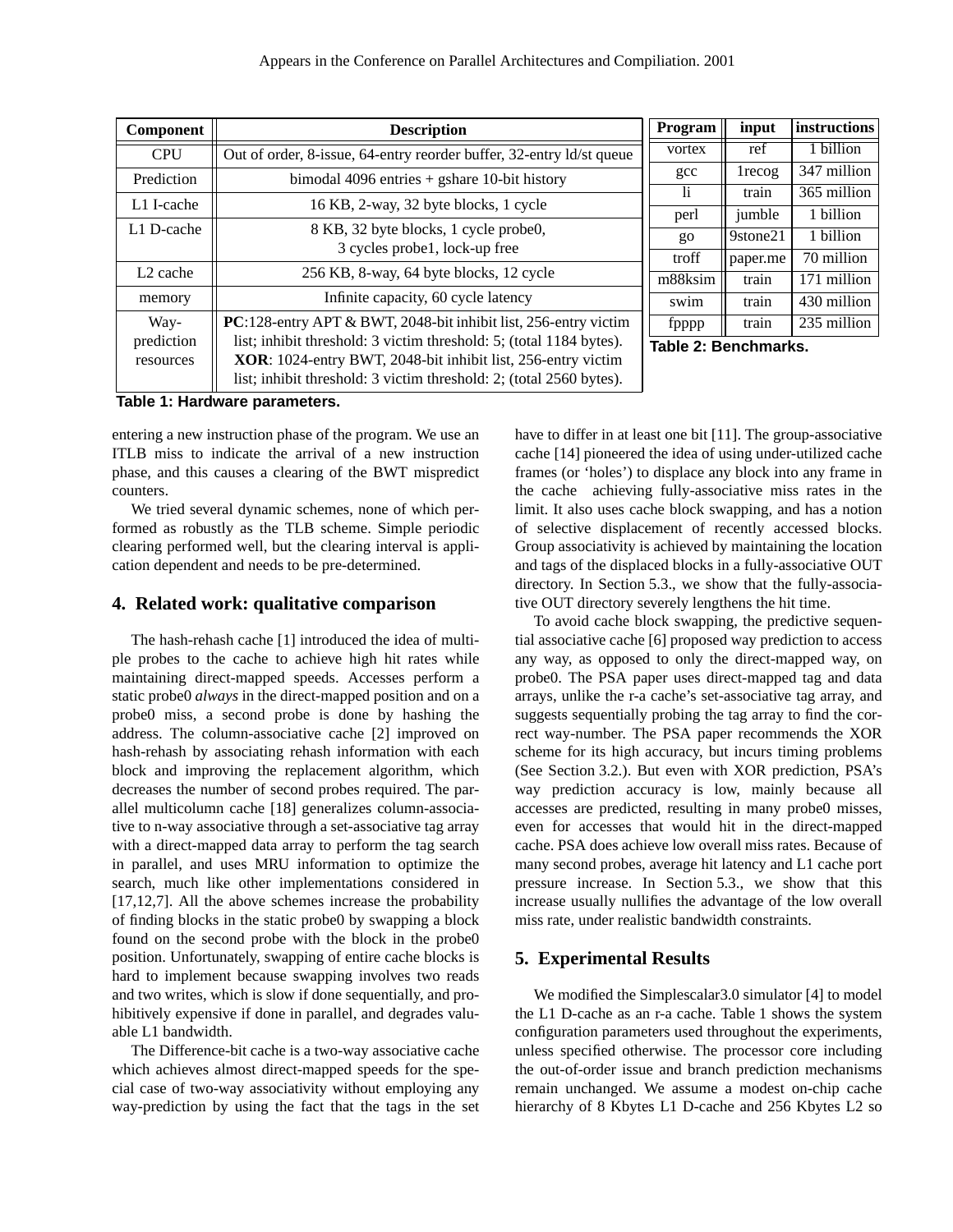| Component | Description |
| --- | --- |
| CPU | Out of order, 8-issue, 64-entry reorder buffer, 32-entry ld/st queue |
| Prediction | bimodal 4096 entries + gshare 10-bit history |
| L1 I-cache | 16 KB, 2-way, 32 byte blocks, 1 cycle |
| L1 D-cache | 8 KB, 32 byte blocks, 1 cycle probe0, 3 cycles probe1, lock-up free |
| L2 cache | 256 KB, 8-way, 64 byte blocks, 12 cycle |
| memory | Infinite capacity, 60 cycle latency |
| Way-prediction resources | **PC**:128-entry APT & BWT, 2048-bit inhibit list, 256-entry victim list; inhibit threshold: 3 victim threshold: 5; (total 1184 bytes). **XOR**: 1024-entry BWT, 2048-bit inhibit list, 256-entry victim list; inhibit threshold: 3 victim threshold: 2; (total 2560 bytes). |

**Table 1: Hardware parameters.**

| Program | input | instructions |
| --- | --- | --- |
| vortex | ref | 1 billion |
| gcc | 1recog | 347 million |
| li | train | 365 million |
| perl | jumble | 1 billion |
| go | 9stone21 | 1 billion |
| troff | paper.me | 70 million |
| m88ksim | train | 171 million |
| swim | train | 430 million |
| fpppp | train | 235 million |

**Table 2: Benchmarks.**

entering a new instruction phase of the program. We use an ITLB miss to indicate the arrival of a new instruction phase, and this causes a clearing of the BWT mispredict counters.

We tried several dynamic schemes, none of which performed as robustly as the TLB scheme. Simple periodic clearing performed well, but the clearing interval is application dependent and needs to be pre-determined.

## 4. Related work: qualitative comparison

The hash-rehash cache [1] introduced the idea of multiple probes to the cache to achieve high hit rates while maintaining direct-mapped speeds. Accesses perform a static probe0 *always* in the direct-mapped position and on a probe0 miss, a second probe is done by hashing the address. The column-associative cache [2] improved on hash-rehash by associating rehash information with each block and improving the replacement algorithm, which decreases the number of second probes required. The parallel multicolumn cache [18] generalizes column-associative to n-way associative through a set-associative tag array with a direct-mapped data array to perform the tag search in parallel, and uses MRU information to optimize the search, much like other implementations considered in [17,12,7]. All the above schemes increase the probability of finding blocks in the static probe0 by swapping a block found on the second probe with the block in the probe0 position. Unfortunately, swapping of entire cache blocks is hard to implement because swapping involves two reads and two writes, which is slow if done sequentially, and prohibitively expensive if done in parallel, and degrades valuable L1 bandwidth.

The Difference-bit cache is a two-way associative cache which achieves almost direct-mapped speeds for the special case of two-way associativity without employing any way-prediction by using the fact that the tags in the set have to differ in at least one bit [11]. The group-associative cache [14] pioneered the idea of using under-utilized cache frames (or 'holes') to displace any block into any frame in the cache achieving fully-associative miss rates in the limit. It also uses cache block swapping, and has a notion of selective displacement of recently accessed blocks. Group associativity is achieved by maintaining the location and tags of the displaced blocks in a fully-associative OUT directory. In Section 5.3., we show that the fully-associative OUT directory severely lengthens the hit time.

To avoid cache block swapping, the predictive sequential associative cache [6] proposed way prediction to access any way, as opposed to only the direct-mapped way, on probe0. The PSA paper uses direct-mapped tag and data arrays, unlike the r-a cache's set-associative tag array, and suggests sequentially probing the tag array to find the correct way-number. The PSA paper recommends the XOR scheme for its high accuracy, but incurs timing problems (See Section 3.2.). But even with XOR prediction, PSA's way prediction accuracy is low, mainly because all accesses are predicted, resulting in many probe0 misses, even for accesses that would hit in the direct-mapped cache. PSA does achieve low overall miss rates. Because of many second probes, average hit latency and L1 cache port pressure increase. In Section 5.3., we show that this increase usually nullifies the advantage of the low overall miss rate, under realistic bandwidth constraints.

## 5. Experimental Results

We modified the Simplescalar3.0 simulator [4] to model the L1 D-cache as an r-a cache. Table 1 shows the system configuration parameters used throughout the experiments, unless specified otherwise. The processor core including the out-of-order issue and branch prediction mechanisms remain unchanged. We assume a modest on-chip cache hierarchy of 8 Kbytes L1 D-cache and 256 Kbytes L2 so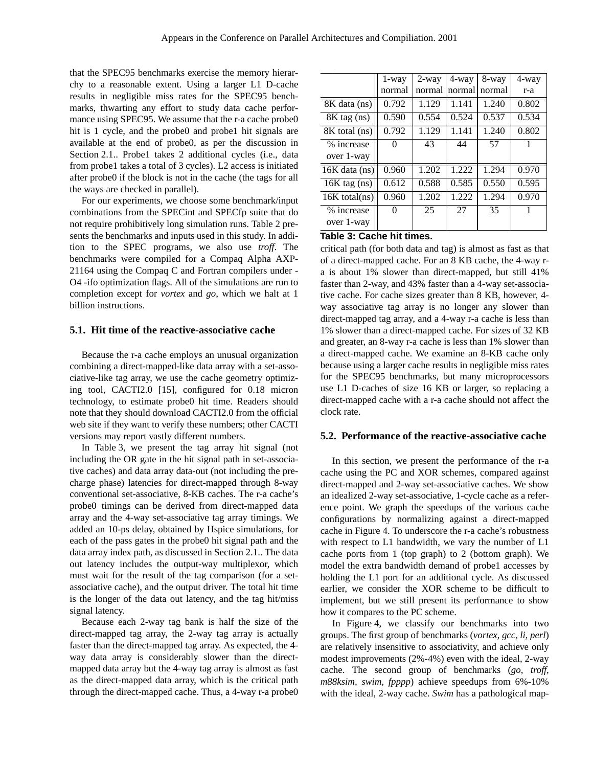that the SPEC95 benchmarks exercise the memory hierarchy to a reasonable extent. Using a larger L1 D-cache results in negligible miss rates for the SPEC95 benchmarks, thwarting any effort to study data cache performance using SPEC95. We assume that the r-a cache probe0 hit is 1 cycle, and the probe0 and probe1 hit signals are available at the end of probe0, as per the discussion in Section 2.1.. Probe1 takes 2 additional cycles (i.e., data from probe1 takes a total of 3 cycles). L2 access is initiated after probe0 if the block is not in the cache (the tags for all the ways are checked in parallel).

For our experiments, we choose some benchmark/input combinations from the SPECint and SPECfp suite that do not require prohibitively long simulation runs. Table 2 presents the benchmarks and inputs used in this study. In addition to the SPEC programs, we also use *troff*. The benchmarks were compiled for a Compaq Alpha AXP-21164 using the Compaq C and Fortran compilers under -O4 -ifo optimization flags. All of the simulations are run to completion except for *vortex* and *go*, which we halt at 1 billion instructions.

### 5.1. Hit time of the reactive-associative cache

Because the r-a cache employs an unusual organization combining a direct-mapped-like data array with a set-associative-like tag array, we use the cache geometry optimizing tool, CACTI2.0 [15], configured for 0.18 micron technology, to estimate probe0 hit time. Readers should note that they should download CACTI2.0 from the official web site if they want to verify these numbers; other CACTI versions may report vastly different numbers.

In Table 3, we present the tag array hit signal (not including the OR gate in the hit signal path in set-associative caches) and data array data-out (not including the precharge phase) latencies for direct-mapped through 8-way conventional set-associative, 8-KB caches. The r-a cache's probe0 timings can be derived from direct-mapped data array and the 4-way set-associative tag array timings. We added an 10-ps delay, obtained by Hspice simulations, for each of the pass gates in the probe0 hit signal path and the data array index path, as discussed in Section 2.1.. The data out latency includes the output-way multiplexor, which must wait for the result of the tag comparison (for a set-associative cache), and the output driver. The total hit time is the longer of the data out latency, and the tag hit/miss signal latency.

Because each 2-way tag bank is half the size of the direct-mapped tag array, the 2-way tag array is actually faster than the direct-mapped tag array. As expected, the 4-way data array is considerably slower than the direct-mapped data array but the 4-way tag array is almost as fast as the direct-mapped data array, which is the critical path through the direct-mapped cache. Thus, a 4-way r-a probe0 critical path (for both data and tag) is almost as fast as that of a direct-mapped cache. For an 8 KB cache, the 4-way r-a is about 1% slower than direct-mapped, but still 41% faster than 2-way, and 43% faster than a 4-way set-associative cache. For cache sizes greater than 8 KB, however, 4-way associative tag array is no longer any slower than direct-mapped tag array, and a 4-way r-a cache is less than 1% slower than a direct-mapped cache. For sizes of 32 KB and greater, an 8-way r-a cache is less than 1% slower than a direct-mapped cache. We examine an 8-KB cache only because using a larger cache results in negligible miss rates for the SPEC95 benchmarks, but many microprocessors use L1 D-caches of size 16 KB or larger, so replacing a direct-mapped cache with a r-a cache should not affect the clock rate.

| | 1-way normal | 2-way normal | 4-way normal | 8-way normal | 4-way r-a |
|---|---|---|---|---|---|
| 8K data (ns) | 0.792 | 1.129 | 1.141 | 1.240 | 0.802 |
| 8K tag (ns) | 0.590 | 0.554 | 0.524 | 0.537 | 0.534 |
| 8K total (ns) | 0.792 | 1.129 | 1.141 | 1.240 | 0.802 |
| % increase over 1-way | 0 | 43 | 44 | 57 | 1 |
| 16K data (ns) | 0.960 | 1.202 | 1.222 | 1.294 | 0.970 |
| 16K tag (ns) | 0.612 | 0.588 | 0.585 | 0.550 | 0.595 |
| 16K total(ns) | 0.960 | 1.202 | 1.222 | 1.294 | 0.970 |
| % increase over 1-way | 0 | 25 | 27 | 35 | 1 |

**Table 3: Cache hit times.**

### 5.2. Performance of the reactive-associative cache

In this section, we present the performance of the r-a cache using the PC and XOR schemes, compared against direct-mapped and 2-way set-associative caches. We show an idealized 2-way set-associative, 1-cycle cache as a reference point. We graph the speedups of the various cache configurations by normalizing against a direct-mapped cache in Figure 4. To underscore the r-a cache's robustness with respect to L1 bandwidth, we vary the number of L1 cache ports from 1 (top graph) to 2 (bottom graph). We model the extra bandwidth demand of probe1 accesses by holding the L1 port for an additional cycle. As discussed earlier, we consider the XOR scheme to be difficult to implement, but we still present its performance to show how it compares to the PC scheme.

In Figure 4, we classify our benchmarks into two groups. The first group of benchmarks (*vortex, gcc, li, perl*) are relatively insensitive to associativity, and achieve only modest improvements (2%-4%) even with the ideal, 2-way cache. The second group of benchmarks (*go, troff, m88ksim, swim, fpppp*) achieve speedups from 6%-10% with the ideal, 2-way cache. *Swim* has a pathological map-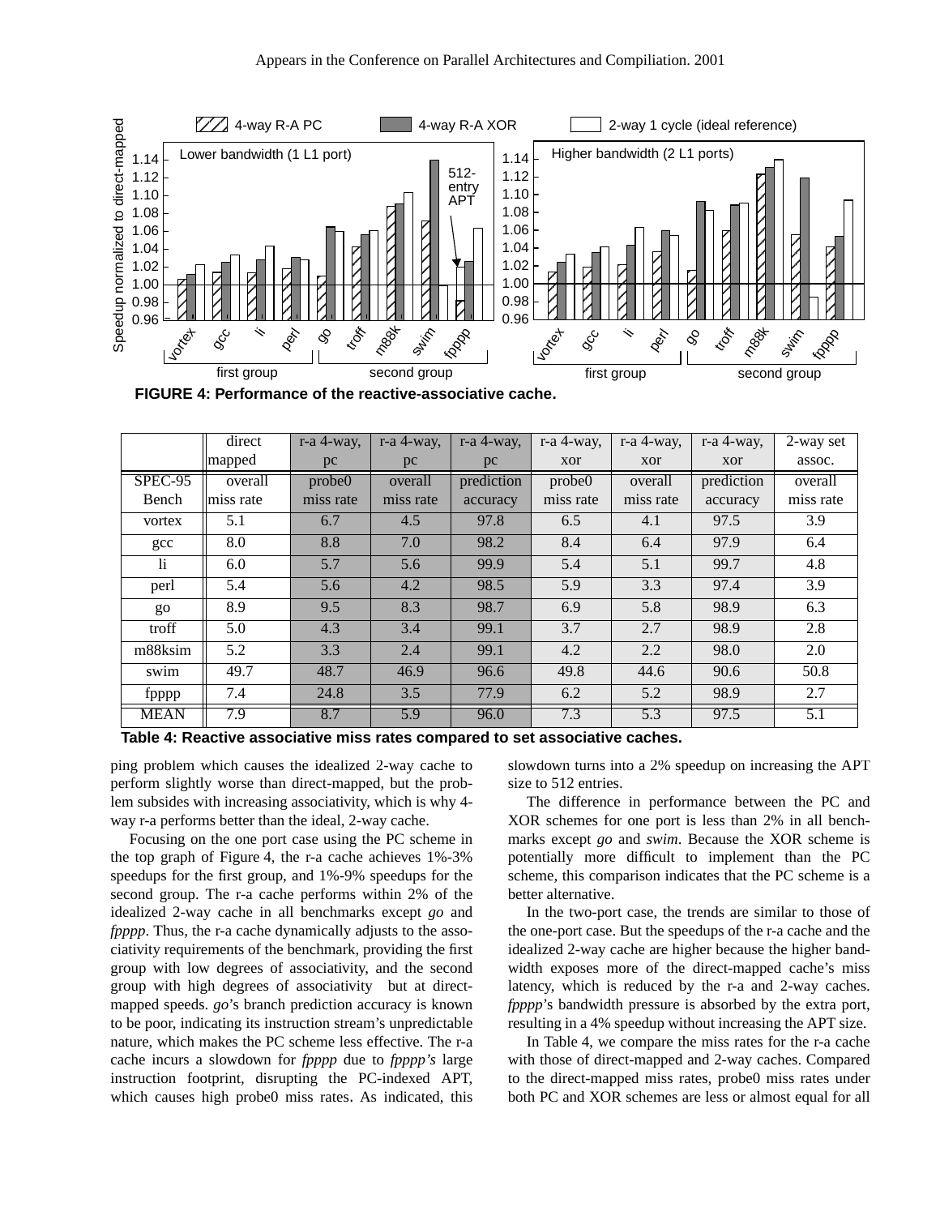FIGURE 4: Performance of the reactive-associative cache.

| | direct mapped | r-a 4-way, pc | r-a 4-way, pc | r-a 4-way, pc | r-a 4-way, xor | r-a 4-way, xor | r-a 4-way, xor | 2-way set assoc. |
|---|---|---|---|---|---|---|---|---|
| SPEC-95 Bench | overall miss rate | probe0 miss rate | overall miss rate | prediction accuracy | probe0 miss rate | overall miss rate | prediction accuracy | overall miss rate |
| vortex | 5.1 | 6.7 | 4.5 | 97.8 | 6.5 | 4.1 | 97.5 | 3.9 |
| gcc | 8.0 | 8.8 | 7.0 | 98.2 | 8.4 | 6.4 | 97.9 | 6.4 |
| li | 6.0 | 5.7 | 5.6 | 99.9 | 5.4 | 5.1 | 99.7 | 4.8 |
| perl | 5.4 | 5.6 | 4.2 | 98.5 | 5.9 | 3.3 | 97.4 | 3.9 |
| go | 8.9 | 9.5 | 8.3 | 98.7 | 6.9 | 5.8 | 98.9 | 6.3 |
| troff | 5.0 | 4.3 | 3.4 | 99.1 | 3.7 | 2.7 | 98.9 | 2.8 |
| m88ksim | 5.2 | 3.3 | 2.4 | 99.1 | 4.2 | 2.2 | 98.0 | 2.0 |
| swim | 49.7 | 48.7 | 46.9 | 96.6 | 49.8 | 44.6 | 90.6 | 50.8 |
| fpppp | 7.4 | 24.8 | 3.5 | 77.9 | 6.2 | 5.2 | 98.9 | 2.7 |
| MEAN | 7.9 | 8.7 | 5.9 | 96.0 | 7.3 | 5.3 | 97.5 | 5.1 |

**Table 4: Reactive associative miss rates compared to set associative caches.**

ping problem which causes the idealized 2-way cache to perform slightly worse than direct-mapped, but the problem subsides with increasing associativity, which is why 4-way r-a performs better than the ideal, 2-way cache.

Focusing on the one port case using the PC scheme in the top graph of Figure 4, the r-a cache achieves 1%-3% speedups for the first group, and 1%-9% speedups for the second group. The r-a cache performs within 2% of the idealized 2-way cache in all benchmarks except *go* and *fpppp*. Thus, the r-a cache dynamically adjusts to the associativity requirements of the benchmark, providing the first group with low degrees of associativity, and the second group with high degrees of associativity but at direct-mapped speeds. *go*'s branch prediction accuracy is known to be poor, indicating its instruction stream's unpredictable nature, which makes the PC scheme less effective. The r-a cache incurs a slowdown for *fpppp* due to *fpppp's* large instruction footprint, disrupting the PC-indexed APT, which causes high probe0 miss rates. As indicated, this slowdown turns into a 2% speedup on increasing the APT size to 512 entries.

The difference in performance between the PC and XOR schemes for one port is less than 2% in all benchmarks except *go* and *swim*. Because the XOR scheme is potentially more difficult to implement than the PC scheme, this comparison indicates that the PC scheme is a better alternative.

In the two-port case, the trends are similar to those of the one-port case. But the speedups of the r-a cache and the idealized 2-way cache are higher because the higher bandwidth exposes more of the direct-mapped cache's miss latency, which is reduced by the r-a and 2-way caches. *fpppp*'s bandwidth pressure is absorbed by the extra port, resulting in a 4% speedup without increasing the APT size.

In Table 4, we compare the miss rates for the r-a cache with those of direct-mapped and 2-way caches. Compared to the direct-mapped miss rates, probe0 miss rates under both PC and XOR schemes are less or almost equal for all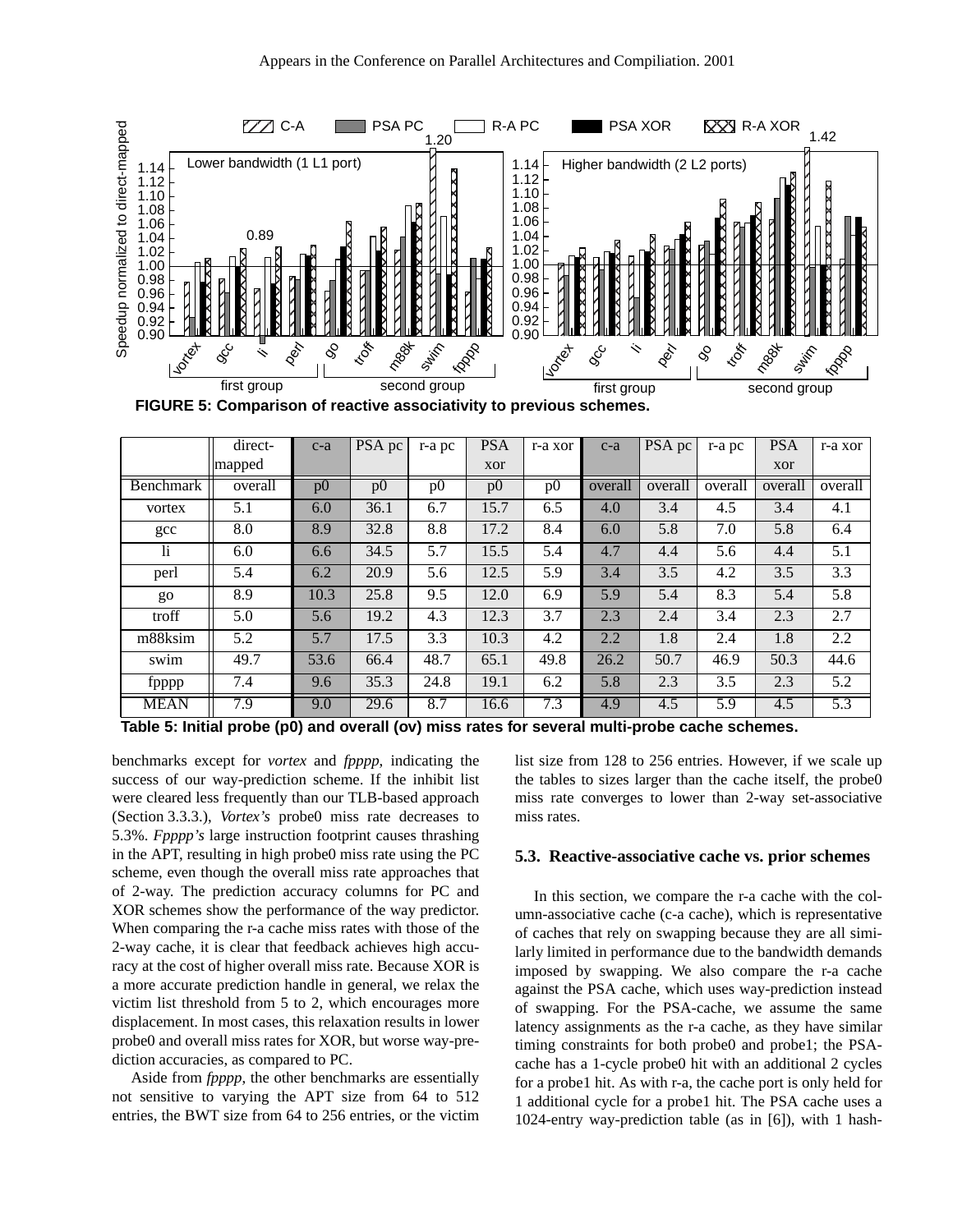**FIGURE 5: Comparison of reactive associativity to previous schemes.**

|  | direct-mapped | c-a | PSA pc | r-a pc | PSA xor | r-a xor | c-a | PSA pc | r-a pc | PSA xor | r-a xor |
|---|---|---|---|---|---|---|---|---|---|---|---|
| Benchmark | overall | p0 | p0 | p0 | p0 | p0 | overall | overall | overall | overall | overall |
| vortex | 5.1 | 6.0 | 36.1 | 6.7 | 15.7 | 6.5 | 4.0 | 3.4 | 4.5 | 3.4 | 4.1 |
| gcc | 8.0 | 8.9 | 32.8 | 8.8 | 17.2 | 8.4 | 6.0 | 5.8 | 7.0 | 5.8 | 6.4 |
| li | 6.0 | 6.6 | 34.5 | 5.7 | 15.5 | 5.4 | 4.7 | 4.4 | 5.6 | 4.4 | 5.1 |
| perl | 5.4 | 6.2 | 20.9 | 5.6 | 12.5 | 5.9 | 3.4 | 3.5 | 4.2 | 3.5 | 3.3 |
| go | 8.9 | 10.3 | 25.8 | 9.5 | 12.0 | 6.9 | 5.9 | 5.4 | 8.3 | 5.4 | 5.8 |
| troff | 5.0 | 5.6 | 19.2 | 4.3 | 12.3 | 3.7 | 2.3 | 2.4 | 3.4 | 2.3 | 2.7 |
| m88ksim | 5.2 | 5.7 | 17.5 | 3.3 | 10.3 | 4.2 | 2.2 | 1.8 | 2.4 | 1.8 | 2.2 |
| swim | 49.7 | 53.6 | 66.4 | 48.7 | 65.1 | 49.8 | 26.2 | 50.7 | 46.9 | 50.3 | 44.6 |
| fpppp | 7.4 | 9.6 | 35.3 | 24.8 | 19.1 | 6.2 | 5.8 | 2.3 | 3.5 | 2.3 | 5.2 |
| MEAN | 7.9 | 9.0 | 29.6 | 8.7 | 16.6 | 7.3 | 4.9 | 4.5 | 5.9 | 4.5 | 5.3 |

**Table 5: Initial probe (p0) and overall (ov) miss rates for several multi-probe cache schemes.**

benchmarks except for *vortex* and *fpppp*, indicating the success of our way-prediction scheme. If the inhibit list were cleared less frequently than our TLB-based approach (Section 3.3.3.), *Vortex's* probe0 miss rate decreases to 5.3%. *Fpppp's* large instruction footprint causes thrashing in the APT, resulting in high probe0 miss rate using the PC scheme, even though the overall miss rate approaches that of 2-way. The prediction accuracy columns for PC and XOR schemes show the performance of the way predictor. When comparing the r-a cache miss rates with those of the 2-way cache, it is clear that feedback achieves high accuracy at the cost of higher overall miss rate. Because XOR is a more accurate prediction handle in general, we relax the victim list threshold from 5 to 2, which encourages more displacement. In most cases, this relaxation results in lower probe0 and overall miss rates for XOR, but worse way-prediction accuracies, as compared to PC.

Aside from *fpppp*, the other benchmarks are essentially not sensitive to varying the APT size from 64 to 512 entries, the BWT size from 64 to 256 entries, or the victim list size from 128 to 256 entries. However, if we scale up the tables to sizes larger than the cache itself, the probe0 miss rate converges to lower than 2-way set-associative miss rates.

### 5.3. Reactive-associative cache vs. prior schemes

In this section, we compare the r-a cache with the column-associative cache (c-a cache), which is representative of caches that rely on swapping because they are all similarly limited in performance due to the bandwidth demands imposed by swapping. We also compare the r-a cache against the PSA cache, which uses way-prediction instead of swapping. For the PSA-cache, we assume the same latency assignments as the r-a cache, as they have similar timing constraints for both probe0 and probe1; the PSA-cache has a 1-cycle probe0 hit with an additional 2 cycles for a probe1 hit. As with r-a, the cache port is only held for 1 additional cycle for a probe1 hit. The PSA cache uses a 1024-entry way-prediction table (as in [6]), with 1 hash-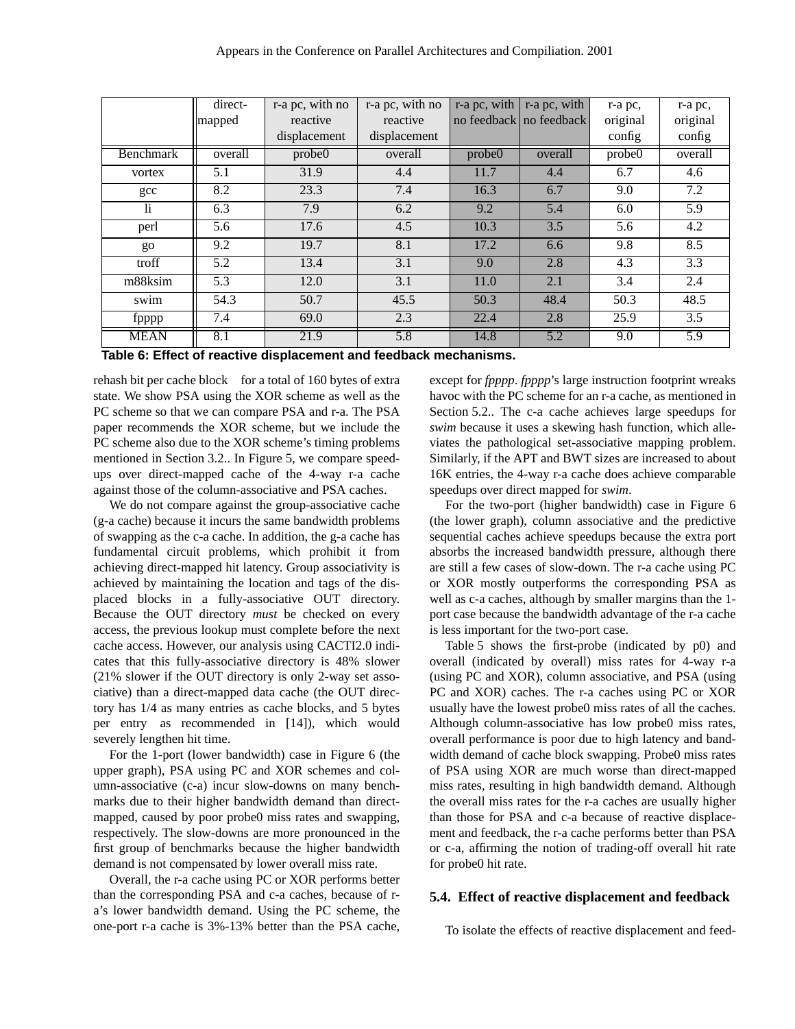| | direct-mapped | r-a pc, with no reactive displacement | r-a pc, with no reactive displacement | r-a pc, with no feedback | r-a pc, with no feedback | r-a pc, original config | r-a pc, original config |
|---|---|---|---|---|---|---|---|
| Benchmark | overall | probe0 | overall | probe0 | overall | probe0 | overall |
| vortex | 5.1 | 31.9 | 4.4 | 11.7 | 4.4 | 6.7 | 4.6 |
| gcc | 8.2 | 23.3 | 7.4 | 16.3 | 6.7 | 9.0 | 7.2 |
| li | 6.3 | 7.9 | 6.2 | 9.2 | 5.4 | 6.0 | 5.9 |
| perl | 5.6 | 17.6 | 4.5 | 10.3 | 3.5 | 5.6 | 4.2 |
| go | 9.2 | 19.7 | 8.1 | 17.2 | 6.6 | 9.8 | 8.5 |
| troff | 5.2 | 13.4 | 3.1 | 9.0 | 2.8 | 4.3 | 3.3 |
| m88ksim | 5.3 | 12.0 | 3.1 | 11.0 | 2.1 | 3.4 | 2.4 |
| swim | 54.3 | 50.7 | 45.5 | 50.3 | 48.4 | 50.3 | 48.5 |
| fpppp | 7.4 | 69.0 | 2.3 | 22.4 | 2.8 | 25.9 | 3.5 |
| MEAN | 8.1 | 21.9 | 5.8 | 14.8 | 5.2 | 9.0 | 5.9 |

**Table 6: Effect of reactive displacement and feedback mechanisms.**

rehash bit per cache block for a total of 160 bytes of extra state. We show PSA using the XOR scheme as well as the PC scheme so that we can compare PSA and r-a. The PSA paper recommends the XOR scheme, but we include the PC scheme also due to the XOR scheme's timing problems mentioned in Section 3.2.. In Figure 5, we compare speedups over direct-mapped cache of the 4-way r-a cache against those of the column-associative and PSA caches.

We do not compare against the group-associative cache (g-a cache) because it incurs the same bandwidth problems of swapping as the c-a cache. In addition, the g-a cache has fundamental circuit problems, which prohibit it from achieving direct-mapped hit latency. Group associativity is achieved by maintaining the location and tags of the displaced blocks in a fully-associative OUT directory. Because the OUT directory *must* be checked on every access, the previous lookup must complete before the next cache access. However, our analysis using CACTI2.0 indicates that this fully-associative directory is 48% slower (21% slower if the OUT directory is only 2-way set associative) than a direct-mapped data cache (the OUT directory has 1/4 as many entries as cache blocks, and 5 bytes per entry as recommended in [14]), which would severely lengthen hit time.

For the 1-port (lower bandwidth) case in Figure 6 (the upper graph), PSA using PC and XOR schemes and column-associative (c-a) incur slow-downs on many benchmarks due to their higher bandwidth demand than direct-mapped, caused by poor probe0 miss rates and swapping, respectively. The slow-downs are more pronounced in the first group of benchmarks because the higher bandwidth demand is not compensated by lower overall miss rate.

Overall, the r-a cache using PC or XOR performs better than the corresponding PSA and c-a caches, because of r-a's lower bandwidth demand. Using the PC scheme, the one-port r-a cache is 3%-13% better than the PSA cache, except for *fpppp*. *fpppp*'s large instruction footprint wreaks havoc with the PC scheme for an r-a cache, as mentioned in Section 5.2.. The c-a cache achieves large speedups for *swim* because it uses a skewing hash function, which alleviates the pathological set-associative mapping problem. Similarly, if the APT and BWT sizes are increased to about 16K entries, the 4-way r-a cache does achieve comparable speedups over direct mapped for *swim*.

For the two-port (higher bandwidth) case in Figure 6 (the lower graph), column associative and the predictive sequential caches achieve speedups because the extra port absorbs the increased bandwidth pressure, although there are still a few cases of slow-down. The r-a cache using PC or XOR mostly outperforms the corresponding PSA as well as c-a caches, although by smaller margins than the 1-port case because the bandwidth advantage of the r-a cache is less important for the two-port case.

Table 5 shows the first-probe (indicated by p0) and overall (indicated by overall) miss rates for 4-way r-a (using PC and XOR), column associative, and PSA (using PC and XOR) caches. The r-a caches using PC or XOR usually have the lowest probe0 miss rates of all the caches. Although column-associative has low probe0 miss rates, overall performance is poor due to high latency and bandwidth demand of cache block swapping. Probe0 miss rates of PSA using XOR are much worse than direct-mapped miss rates, resulting in high bandwidth demand. Although the overall miss rates for the r-a caches are usually higher than those for PSA and c-a because of reactive displacement and feedback, the r-a cache performs better than PSA or c-a, affirming the notion of trading-off overall hit rate for probe0 hit rate.

### 5.4. Effect of reactive displacement and feedback

To isolate the effects of reactive displacement and feed-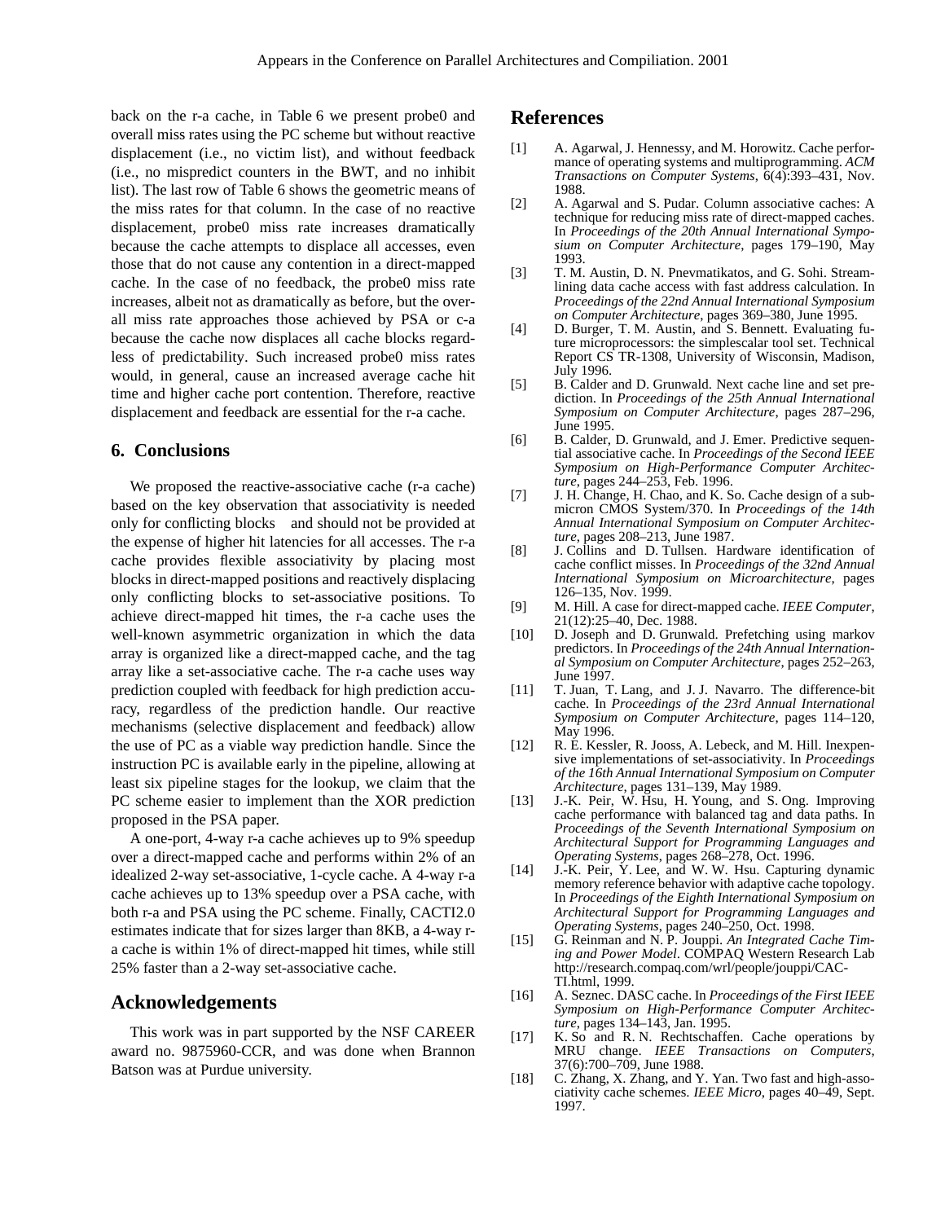back on the r-a cache, in Table 6 we present probe0 and overall miss rates using the PC scheme but without reactive displacement (i.e., no victim list), and without feedback (i.e., no mispredict counters in the BWT, and no inhibit list). The last row of Table 6 shows the geometric means of the miss rates for that column. In the case of no reactive displacement, probe0 miss rate increases dramatically because the cache attempts to displace all accesses, even those that do not cause any contention in a direct-mapped cache. In the case of no feedback, the probe0 miss rate increases, albeit not as dramatically as before, but the overall miss rate approaches those achieved by PSA or c-a because the cache now displaces all cache blocks regardless of predictability. Such increased probe0 miss rates would, in general, cause an increased average cache hit time and higher cache port contention. Therefore, reactive displacement and feedback are essential for the r-a cache.

## 6. Conclusions

We proposed the reactive-associative cache (r-a cache) based on the key observation that associativity is needed only for conflicting blocks and should not be provided at the expense of higher hit latencies for all accesses. The r-a cache provides flexible associativity by placing most blocks in direct-mapped positions and reactively displacing only conflicting blocks to set-associative positions. To achieve direct-mapped hit times, the r-a cache uses the well-known asymmetric organization in which the data array is organized like a direct-mapped cache, and the tag array like a set-associative cache. The r-a cache uses way prediction coupled with feedback for high prediction accuracy, regardless of the prediction handle. Our reactive mechanisms (selective displacement and feedback) allow the use of PC as a viable way prediction handle. Since the instruction PC is available early in the pipeline, allowing at least six pipeline stages for the lookup, we claim that the PC scheme easier to implement than the XOR prediction proposed in the PSA paper.

A one-port, 4-way r-a cache achieves up to 9% speedup over a direct-mapped cache and performs within 2% of an idealized 2-way set-associative, 1-cycle cache. A 4-way r-a cache achieves up to 13% speedup over a PSA cache, with both r-a and PSA using the PC scheme. Finally, CACTI2.0 estimates indicate that for sizes larger than 8KB, a 4-way r-a cache is within 1% of direct-mapped hit times, while still 25% faster than a 2-way set-associative cache.

## Acknowledgements

This work was in part supported by the NSF CAREER award no. 9875960-CCR, and was done when Brannon Batson was at Purdue university.

## References

[1] A. Agarwal, J. Hennessy, and M. Horowitz. Cache performance of operating systems and multiprogramming. *ACM Transactions on Computer Systems*, 6(4):393–431, Nov. 1988.

[2] A. Agarwal and S. Pudar. Column associative caches: A technique for reducing miss rate of direct-mapped caches. In *Proceedings of the 20th Annual International Symposium on Computer Architecture*, pages 179–190, May 1993.

[3] T. M. Austin, D. N. Pnevmatikatos, and G. Sohi. Streamlining data cache access with fast address calculation. In *Proceedings of the 22nd Annual International Symposium on Computer Architecture*, pages 369–380, June 1995.

[4] D. Burger, T. M. Austin, and S. Bennett. Evaluating future microprocessors: the simplescalar tool set. Technical Report CS TR-1308, University of Wisconsin, Madison, July 1996.

[5] B. Calder and D. Grunwald. Next cache line and set prediction. In *Proceedings of the 25th Annual International Symposium on Computer Architecture*, pages 287–296, June 1995.

[6] B. Calder, D. Grunwald, and J. Emer. Predictive sequential associative cache. In *Proceedings of the Second IEEE Symposium on High-Performance Computer Architecture*, pages 244–253, Feb. 1996.

[7] J. H. Change, H. Chao, and K. So. Cache design of a submicron CMOS System/370. In *Proceedings of the 14th Annual International Symposium on Computer Architecture*, pages 208–213, June 1987.

[8] J. Collins and D. Tullsen. Hardware identification of cache conflict misses. In *Proceedings of the 32nd Annual International Symposium on Microarchitecture*, pages 126–135, Nov. 1999.

[9] M. Hill. A case for direct-mapped cache. *IEEE Computer*, 21(12):25–40, Dec. 1988.

[10] D. Joseph and D. Grunwald. Prefetching using markov predictors. In *Proceedings of the 24th Annual International Symposium on Computer Architecture*, pages 252–263, June 1997.

[11] T. Juan, T. Lang, and J. J. Navarro. The difference-bit cache. In *Proceedings of the 23rd Annual International Symposium on Computer Architecture*, pages 114–120, May 1996.

[12] R. E. Kessler, R. Jooss, A. Lebeck, and M. Hill. Inexpensive implementations of set-associativity. In *Proceedings of the 16th Annual International Symposium on Computer Architecture*, pages 131–139, May 1989.

[13] J.-K. Peir, W. Hsu, H. Young, and S. Ong. Improving cache performance with balanced tag and data paths. In *Proceedings of the Seventh International Symposium on Architectural Support for Programming Languages and Operating Systems*, pages 268–278, Oct. 1996.

[14] J.-K. Peir, Y. Lee, and W. W. Hsu. Capturing dynamic memory reference behavior with adaptive cache topology. In *Proceedings of the Eighth International Symposium on Architectural Support for Programming Languages and Operating Systems*, pages 240–250, Oct. 1998.

[15] G. Reinman and N. P. Jouppi. *An Integrated Cache Timing and Power Model*. COMPAQ Western Research Lab http://research.compaq.com/wrl/people/jouppi/CACTI.html, 1999.

[16] A. Seznec. DASC cache. In *Proceedings of the First IEEE Symposium on High-Performance Computer Architecture*, pages 134–143, Jan. 1995.

[17] K. So and R. N. Rechtschaffen. Cache operations by MRU change. *IEEE Transactions on Computers*, 37(6):700–709, June 1988.

[18] C. Zhang, X. Zhang, and Y. Yan. Two fast and high-associativity cache schemes. *IEEE Micro*, pages 40–49, Sept. 1997.